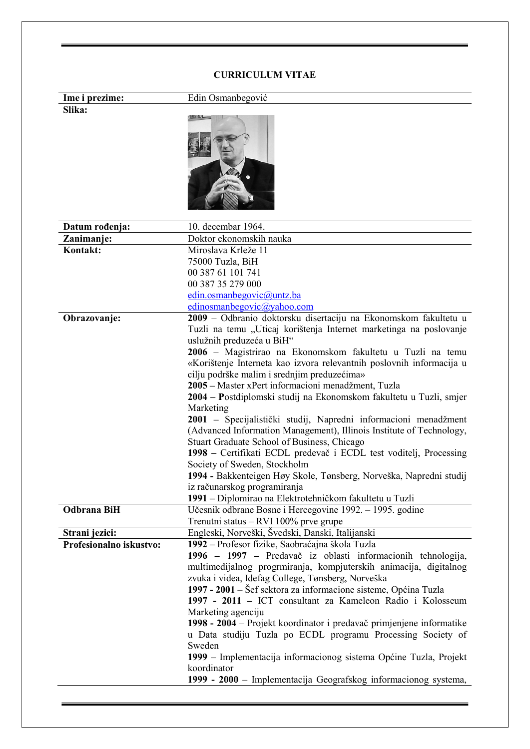# CURRICULUM VITAE

| | |
|---|---|
| **Ime i prezime:** | Edin Osmanbegović |
| **Slika:** | |
| **Datum rođenja:** | 10. decembar 1964. |
| **Zanimanje:** | Doktor ekonomskih nauka |
| **Kontakt:** | Miroslava Krleže 11<br>75000 Tuzla, BiH<br>00 387 61 101 741<br>00 387 35 279 000<br>edin.osmanbegovic@untz.ba<br>edinosmanbegovic@yahoo.com |
| **Obrazovanje:** | **2009** – Odbranio doktorsku disertaciju na Ekonomskom fakultetu u Tuzli na temu „Uticaj korištenja Internet marketinga na poslovanje uslužnih preduzeća u BiH“<br>**2006** – Magistrirao na Ekonomskom fakultetu u Tuzli na temu «Korištenje Interneta kao izvora relevantnih poslovnih informacija u cilju podrške malim i srednjim preduzećima»<br>**2005 –** Master xPert informacioni menadžment, Tuzla<br>**2004 – P**ostdiplomski studij na Ekonomskom fakultetu u Tuzli, smjer Marketing<br>**2001 –** Specijalistički studij, Napredni informacioni menadžment (Advanced Information Management), Illinois Institute of Technology, Stuart Graduate School of Business, Chicago<br>**1998 –** Certifikati ECDL predevač i ECDL test voditelj, Processing Society of Sweden, Stockholm<br>**1994 -** Bakkenteigen Høy Skole, Tønsberg, Norveška, Napredni studij iz računarskog programiranja<br>**1991 –** Diplomirao na Elektrotehničkom fakultetu u Tuzli |
| **Odbrana BiH** | Učesnik odbrane Bosne i Hercegovine 1992. – 1995. godine<br>Trenutni status – RVI 100% prve grupe |
| **Strani jezici:** | Engleski, Norveški, Švedski, Danski, Italijanski |
| **Profesionalno iskustvo:** | **1992 –** Profesor fizike, Saobraćajna škola Tuzla<br>**1996 – 1997 –** Predavač iz oblasti informacionih tehnologija, multimedijalnog progrmiranja, kompjuterskih animacija, digitalnog zvuka i videa, Idefag College, Tønsberg, Norveška<br>**1997 - 2001** – Šef sektora za informacione sisteme, Općina Tuzla<br>**1997 - 2011 –** ICT consultant za Kameleon Radio i Kolosseum Marketing agenciju<br>**1998 - 2004** – Projekt koordinator i predavač primjenjene informatike u Data studiju Tuzla po ECDL programu Processing Society of Sweden<br>**1999 –** Implementacija informacionog sistema Općine Tuzla, Projekt koordinator<br>**1999 - 2000** – Implementacija Geografskog informacionog systema, |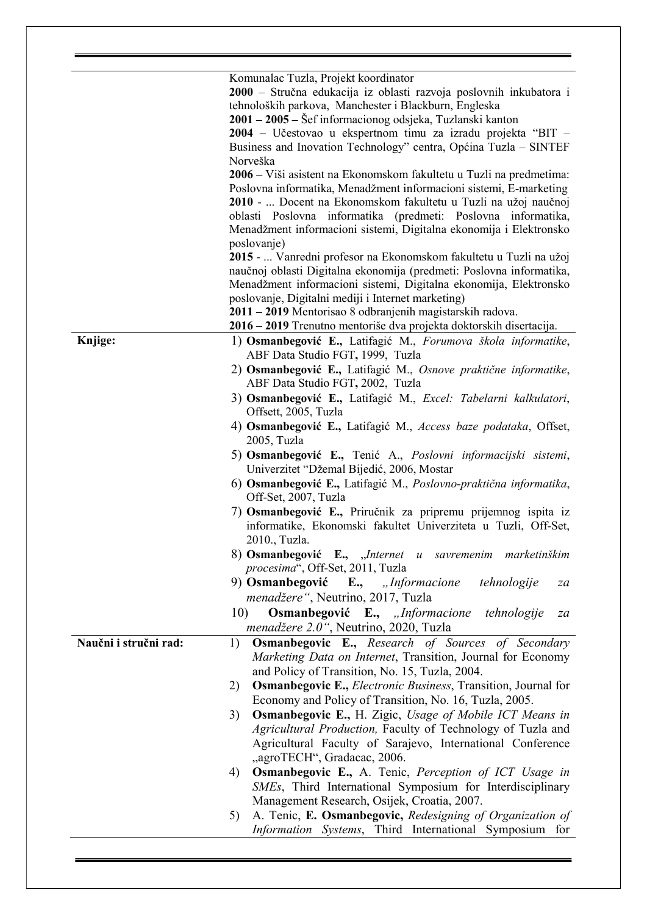| | |
|---|---|
| | Komunalac Tuzla, Projekt koordinator<br>**2000** – Stručna edukacija iz oblasti razvoja poslovnih inkubatora i tehnoloških parkova, Manchester i Blackburn, Engleska<br>**2001 – 2005 –** Šef informacionog odsjeka, Tuzlanski kanton<br>**2004 –** Učestovao u ekspertnom timu za izradu projekta "BIT – Business and Inovation Technology" centra, Općina Tuzla – SINTEF Norveška<br>**2006** – Viši asistent na Ekonomskom fakultetu u Tuzli na predmetima: Poslovna informatika, Menadžment informacioni sistemi, E-marketing<br>**2010** - ... Docent na Ekonomskom fakultetu u Tuzli na užoj naučnoj oblasti Poslovna informatika (predmeti: Poslovna informatika, Menadžment informacioni sistemi, Digitalna ekonomija i Elektronsko poslovanje)<br>**2015** - ... Vanredni profesor na Ekonomskom fakultetu u Tuzli na užoj naučnoj oblasti Digitalna ekonomija (predmeti: Poslovna informatika, Menadžment informacioni sistemi, Digitalna ekonomija, Elektronsko poslovanje, Digitalni mediji i Internet marketing)<br>**2011 – 2019** Mentorisao 8 odbranjenih magistarskih radova.<br>**2016 – 2019** Trenutno mentoriše dva projekta doktorskih disertacija. |
| **Knjige:** | 1) **Osmanbegović E.,** Latifagić M., *Forumova škola informatike*, ABF Data Studio FGT**,** 1999, Tuzla<br>2) **Osmanbegović E.,** Latifagić M., *Osnove praktične informatike*, ABF Data Studio FGT**,** 2002, Tuzla<br>3) **Osmanbegović E.,** Latifagić M., *Excel: Tabelarni kalkulatori*, Offsett, 2005, Tuzla<br>4) **Osmanbegović E.,** Latifagić M., *Access baze podataka*, Offset, 2005, Tuzla<br>5) **Osmanbegović E.,** Tenić A., *Poslovni informacijski sistemi*, Univerzitet "Džemal Bijedić, 2006, Mostar<br>6) **Osmanbegović E.,** Latifagić M., *Poslovno-praktična informatika*, Off-Set, 2007, Tuzla<br>7) **Osmanbegović E.,** Priručnik za pripremu prijemnog ispita iz informatike, Ekonomski fakultet Univerziteta u Tuzli, Off-Set, 2010., Tuzla.<br>8) **Osmanbegović E.,** „*Internet u savremenim marketinškim procesima*", Off-Set, 2011, Tuzla<br>9) **Osmanbegović E.,** *„Informacione tehnologije za menadžere"*, Neutrino, 2017, Tuzla<br>10) **Osmanbegović E.,** *„Informacione tehnologije za menadžere 2.0"*, Neutrino, 2020, Tuzla |
| **Naučni i stručni rad:** | 1) **Osmanbegovic E.,** *Research of Sources of Secondary Marketing Data on Internet*, Transition, Journal for Economy and Policy of Transition, No. 15, Tuzla, 2004.<br>2) **Osmanbegovic E.,** *Electronic Business*, Transition, Journal for Economy and Policy of Transition, No. 16, Tuzla, 2005.<br>3) **Osmanbegovic E.,** H. Zigic, *Usage of Mobile ICT Means in Agricultural Production,* Faculty of Technology of Tuzla and Agricultural Faculty of Sarajevo, International Conference „agroTECH", Gradacac, 2006.<br>4) **Osmanbegovic E.,** A. Tenic, *Perception of ICT Usage in SMEs*, Third International Symposium for Interdisciplinary Management Research, Osijek, Croatia, 2007.<br>5) A. Tenic, **E. Osmanbegovic,** *Redesigning of Organization of Information Systems*, Third International Symposium for |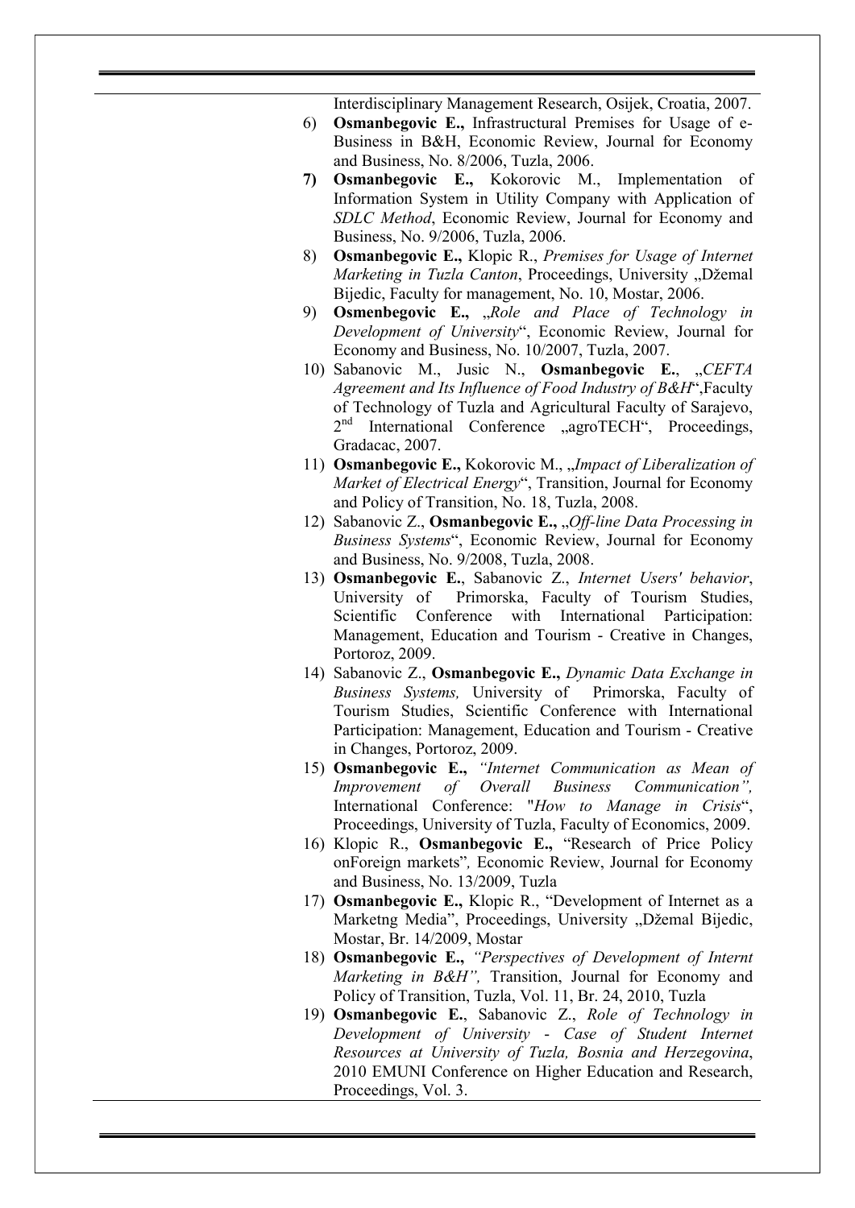Interdisciplinary Management Research, Osijek, Croatia, 2007.

6) **Osmanbegovic E.,** Infrastructural Premises for Usage of e-Business in B&H, Economic Review, Journal for Economy and Business, No. 8/2006, Tuzla, 2006.
7) **Osmanbegovic E.,** Kokorovic M., Implementation of Information System in Utility Company with Application of *SDLC Method*, Economic Review, Journal for Economy and Business, No. 9/2006, Tuzla, 2006.
8) **Osmanbegovic E.,** Klopic R., *Premises for Usage of Internet Marketing in Tuzla Canton*, Proceedings, University „Džemal Bijedic, Faculty for management, No. 10, Mostar, 2006.
9) **Osmenbegovic E.,** „*Role and Place of Technology in Development of University*", Economic Review, Journal for Economy and Business, No. 10/2007, Tuzla, 2007.
10) Sabanovic M., Jusic N., **Osmanbegovic E.**, „*CEFTA Agreement and Its Influence of Food Industry of B&H*",Faculty of Technology of Tuzla and Agricultural Faculty of Sarajevo, 2[nd] International Conference „agroTECH", Proceedings, Gradacac, 2007.
11) **Osmanbegovic E.,** Kokorovic M., „*Impact of Liberalization of Market of Electrical Energy*", Transition, Journal for Economy and Policy of Transition, No. 18, Tuzla, 2008.
12) Sabanovic Z., **Osmanbegovic E.,** „*Off-line Data Processing in Business Systems*", Economic Review, Journal for Economy and Business, No. 9/2008, Tuzla, 2008.
13) **Osmanbegovic E.**, Sabanovic Z., *Internet Users' behavior*, University of Primorska, Faculty of Tourism Studies, Scientific Conference with International Participation: Management, Education and Tourism - Creative in Changes, Portoroz, 2009.
14) Sabanovic Z., **Osmanbegovic E.,** *Dynamic Data Exchange in Business Systems,* University of Primorska, Faculty of Tourism Studies, Scientific Conference with International Participation: Management, Education and Tourism - Creative in Changes, Portoroz, 2009.
15) **Osmanbegovic E.,** *"Internet Communication as Mean of Improvement of Overall Business Communication",* International Conference: "*How to Manage in Crisis*", Proceedings, University of Tuzla, Faculty of Economics, 2009.
16) Klopic R., **Osmanbegovic E.,** "Research of Price Policy onForeign markets"*,* Economic Review, Journal for Economy and Business, No. 13/2009, Tuzla
17) **Osmanbegovic E.,** Klopic R., "Development of Internet as a Marketng Media", Proceedings, University „Džemal Bijedic, Mostar, Br. 14/2009, Mostar
18) **Osmanbegovic E.,** *"Perspectives of Development of Internt Marketing in B&H",* Transition, Journal for Economy and Policy of Transition, Tuzla, Vol. 11, Br. 24, 2010, Tuzla
19) **Osmanbegovic E.**, Sabanovic Z., *Role of Technology in Development of University - Case of Student Internet Resources at University of Tuzla, Bosnia and Herzegovina*, 2010 EMUNI Conference on Higher Education and Research, Proceedings, Vol. 3.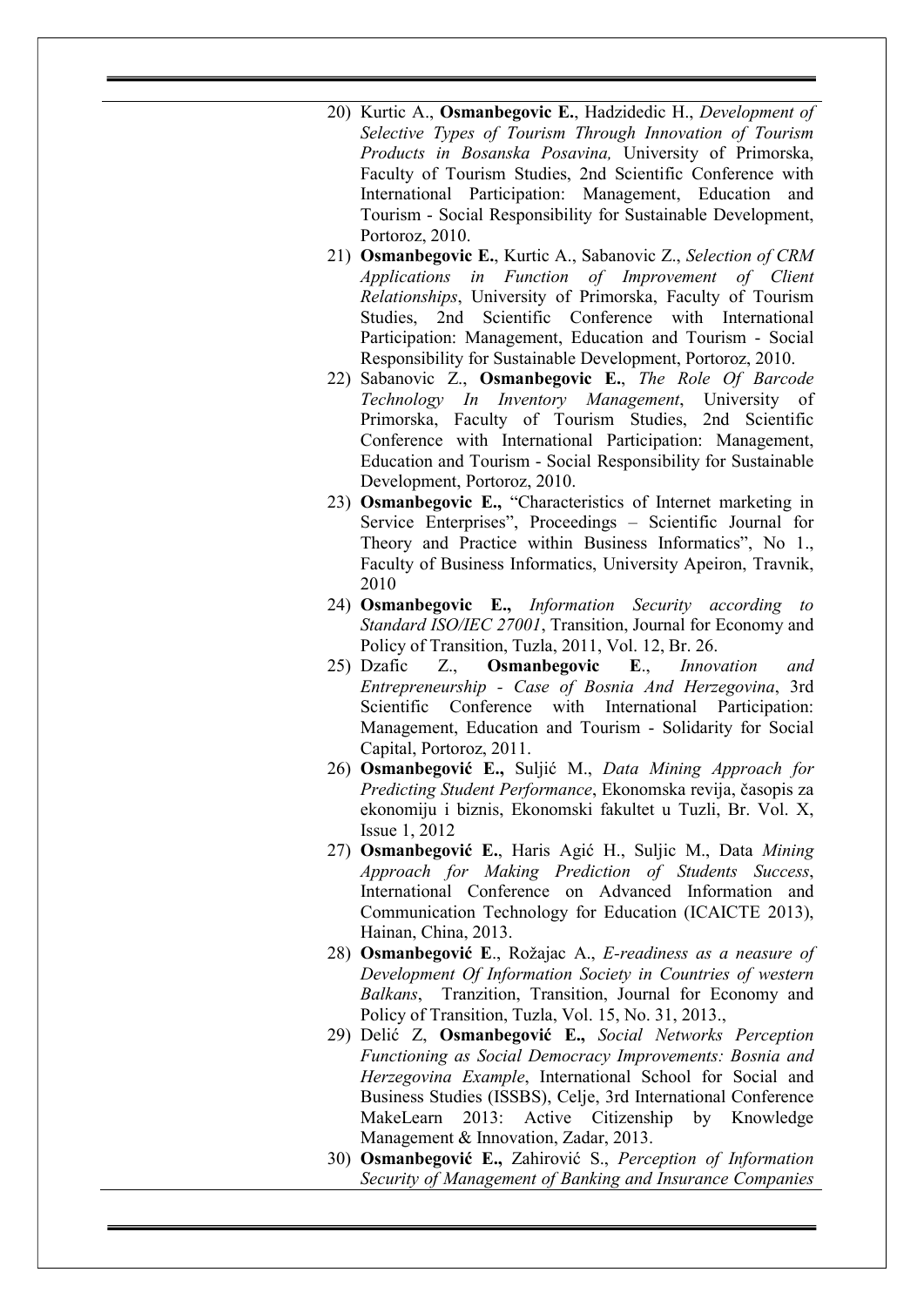20) Kurtic A., **Osmanbegovic E.**, Hadzidedic H., *Development of Selective Types of Tourism Through Innovation of Tourism Products in Bosanska Posavina,* University of Primorska, Faculty of Tourism Studies, 2nd Scientific Conference with International Participation: Management, Education and Tourism - Social Responsibility for Sustainable Development, Portoroz, 2010.
21) **Osmanbegovic E.**, Kurtic A., Sabanovic Z., *Selection of CRM Applications in Function of Improvement of Client Relationships*, University of Primorska, Faculty of Tourism Studies, 2nd Scientific Conference with International Participation: Management, Education and Tourism - Social Responsibility for Sustainable Development, Portoroz, 2010.
22) Sabanovic Z., **Osmanbegovic E.**, *The Role Of Barcode Technology In Inventory Management*, University of Primorska, Faculty of Tourism Studies, 2nd Scientific Conference with International Participation: Management, Education and Tourism - Social Responsibility for Sustainable Development, Portoroz, 2010.
23) **Osmanbegovic E.,** "Characteristics of Internet marketing in Service Enterprises", Proceedings – Scientific Journal for Theory and Practice within Business Informatics", No 1., Faculty of Business Informatics, University Apeiron, Travnik, 2010
24) **Osmanbegovic E.,** *Information Security according to Standard ISO/IEC 27001*, Transition, Journal for Economy and Policy of Transition, Tuzla, 2011, Vol. 12, Br. 26.
25) Dzafic Z., **Osmanbegovic E**., *Innovation and Entrepreneurship - Case of Bosnia And Herzegovina*, 3rd Scientific Conference with International Participation: Management, Education and Tourism - Solidarity for Social Capital, Portoroz, 2011.
26) **Osmanbegović E.,** Suljić M., *Data Mining Approach for Predicting Student Performance*, Ekonomska revija, časopis za ekonomiju i biznis, Ekonomski fakultet u Tuzli, Br. Vol. X, Issue 1, 2012
27) **Osmanbegović E.**, Haris Agić H., Suljic M., Data *Mining Approach for Making Prediction of Students Success*, International Conference on Advanced Information and Communication Technology for Education (ICAICTE 2013), Hainan, China, 2013.
28) **Osmanbegović E**., Rožajac A., *E-readiness as a neasure of Development Of Information Society in Countries of western Balkans*, Tranzition, Transition, Journal for Economy and Policy of Transition, Tuzla, Vol. 15, No. 31, 2013.,
29) Delić Z, **Osmanbegović E.,** *Social Networks Perception Functioning as Social Democracy Improvements: Bosnia and Herzegovina Example*, International School for Social and Business Studies (ISSBS), Celje, 3rd International Conference MakeLearn 2013: Active Citizenship by Knowledge Management & Innovation, Zadar, 2013.
30) **Osmanbegović E.,** Zahirović S., *Perception of Information Security of Management of Banking and Insurance Companies*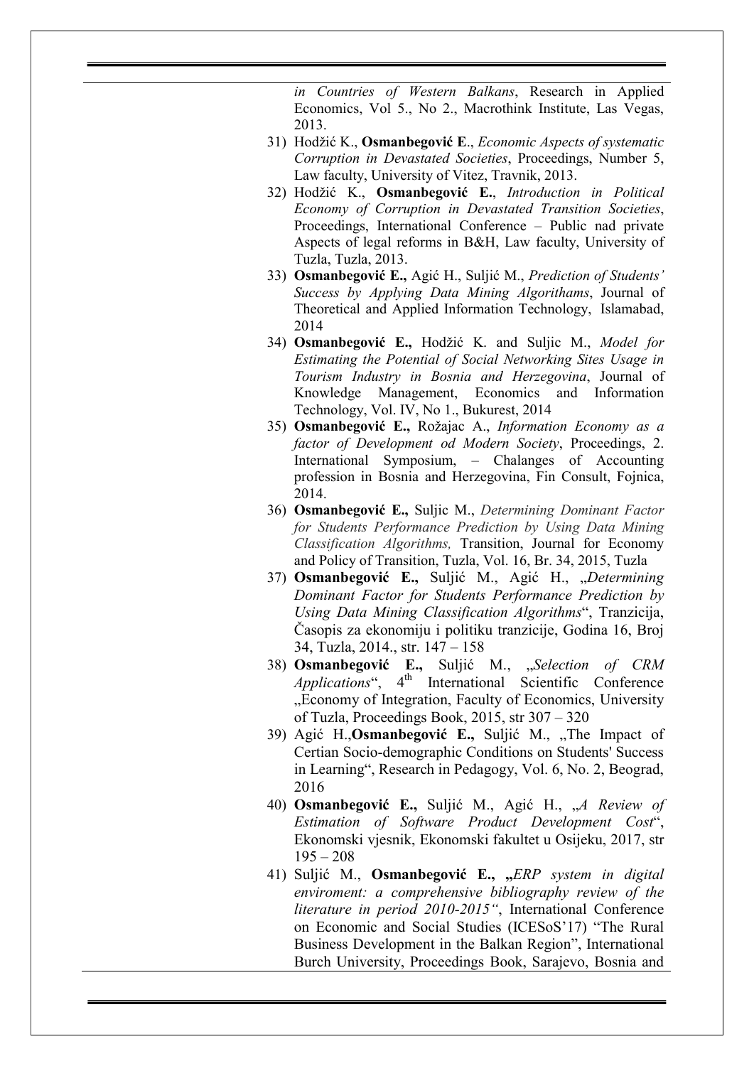*in Countries of Western Balkans*, Research in Applied Economics, Vol 5., No 2., Macrothink Institute, Las Vegas, 2013.

31) Hodžić K., **Osmanbegović E**., *Economic Aspects of systematic Corruption in Devastated Societies*, Proceedings, Number 5, Law faculty, University of Vitez, Travnik, 2013.
32) Hodžić K., **Osmanbegović E.**, *Introduction in Political Economy of Corruption in Devastated Transition Societies*, Proceedings, International Conference – Public nad private Aspects of legal reforms in B&H, Law faculty, University of Tuzla, Tuzla, 2013.
33) **Osmanbegović E.,** Agić H., Suljić M., *Prediction of Students' Success by Applying Data Mining Algorithams*, Journal of Theoretical and Applied Information Technology, Islamabad, 2014
34) **Osmanbegović E.,** Hodžić K. and Suljic M., *Model for Estimating the Potential of Social Networking Sites Usage in Tourism Industry in Bosnia and Herzegovina*, Journal of Knowledge Management, Economics and Information Technology, Vol. IV, No 1., Bukurest, 2014
35) **Osmanbegović E.,** Rožajac A., *Information Economy as a factor of Development od Modern Society*, Proceedings, 2. International Symposium, – Chalanges of Accounting profession in Bosnia and Herzegovina, Fin Consult, Fojnica, 2014.
36) **Osmanbegović E.,** Suljic M., *Determining Dominant Factor for Students Performance Prediction by Using Data Mining Classification Algorithms,* Transition, Journal for Economy and Policy of Transition, Tuzla, Vol. 16, Br. 34, 2015, Tuzla
37) **Osmanbegović E.,** Suljić M., Agić H., „*Determining Dominant Factor for Students Performance Prediction by Using Data Mining Classification Algorithms*", Tranzicija, Časopis za ekonomiju i politiku tranzicije, Godina 16, Broj 34, Tuzla, 2014., str. 147 – 158
38) **Osmanbegović E.,** Suljić M., „*Selection of CRM Applications*", 4th International Scientific Conference „Economy of Integration, Faculty of Economics, University of Tuzla, Proceedings Book, 2015, str 307 – 320
39) Agić H.,**Osmanbegović E.,** Suljić M., „The Impact of Certian Socio-demographic Conditions on Students' Success in Learning", Research in Pedagogy, Vol. 6, No. 2, Beograd, 2016
40) **Osmanbegović E.,** Suljić M., Agić H., „*A Review of Estimation of Software Product Development Cost*", Ekonomski vjesnik, Ekonomski fakultet u Osijeku, 2017, str 195 – 208
41) Suljić M., **Osmanbegović E., „***ERP system in digital enviroment: a comprehensive bibliography review of the literature in period 2010-2015"*, International Conference on Economic and Social Studies (ICESoS'17) "The Rural Business Development in the Balkan Region", International Burch University, Proceedings Book, Sarajevo, Bosnia and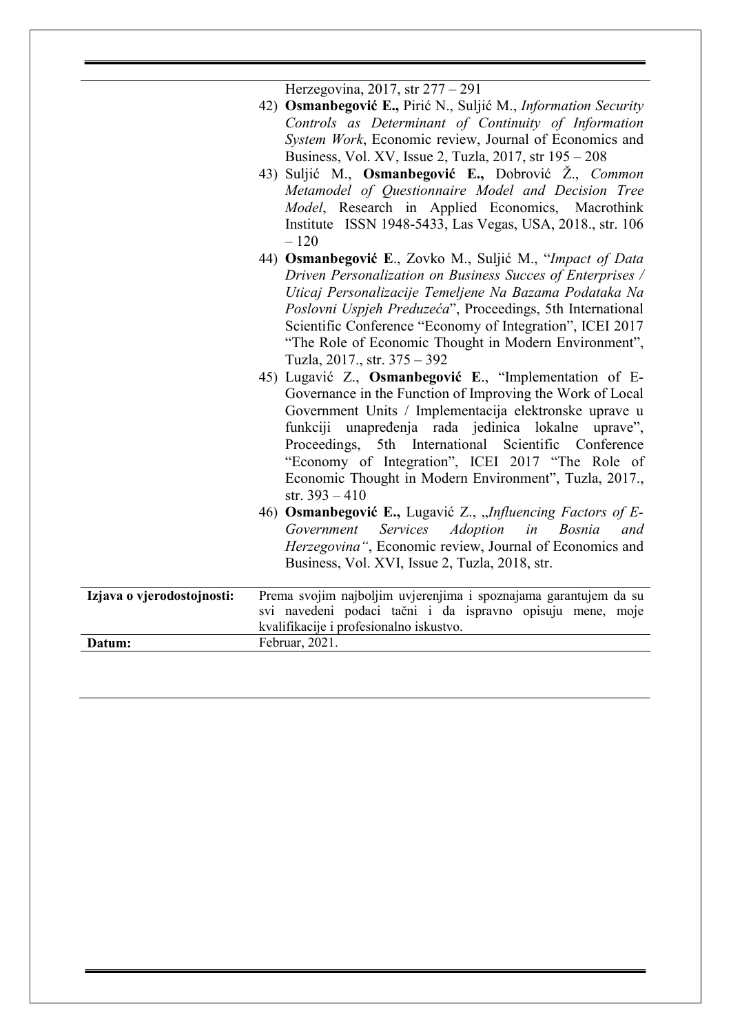| | |
|---|---|
| | Herzegovina, 2017, str 277 – 291<br>42) **Osmanbegović E.,** Pirić N., Suljić M., *Information Security Controls as Determinant of Continuity of Information System Work*, Economic review, Journal of Economics and Business, Vol. XV, Issue 2, Tuzla, 2017, str 195 – 208<br>43) Suljić M., **Osmanbegović E.,** Dobrović Ž., *Common Metamodel of Questionnaire Model and Decision Tree Model*, Research in Applied Economics, Macrothink Institute ISSN 1948-5433, Las Vegas, USA, 2018., str. 106 – 120<br>44) **Osmanbegović E**., Zovko M., Suljić M., "*Impact of Data Driven Personalization on Business Succes of Enterprises / Uticaj Personalizacije Temeljene Na Bazama Podataka Na Poslovni Uspjeh Preduzeća*", Proceedings, 5th International Scientific Conference "Economy of Integration", ICEI 2017 "The Role of Economic Thought in Modern Environment", Tuzla, 2017., str. 375 – 392<br>45) Lugavić Z., **Osmanbegović E**., "Implementation of E-Governance in the Function of Improving the Work of Local Government Units / Implementacija elektronske uprave u funkciji unapređenja rada jedinica lokalne uprave", Proceedings, 5th International Scientific Conference "Economy of Integration", ICEI 2017 "The Role of Economic Thought in Modern Environment", Tuzla, 2017., str. 393 – 410<br>46) **Osmanbegović E.,** Lugavić Z., „*Influencing Factors of E-Government Services Adoption in Bosnia and Herzegovina*", Economic review, Journal of Economics and Business, Vol. XVI, Issue 2, Tuzla, 2018, str. |
| **Izjava o vjerodostojnosti:** | Prema svojim najboljim uvjerenjima i spoznajama garantujem da su svi navedeni podaci tačni i da ispravno opisuju mene, moje kvalifikacije i profesionalno iskustvo. |
| **Datum:** | Februar, 2021. |